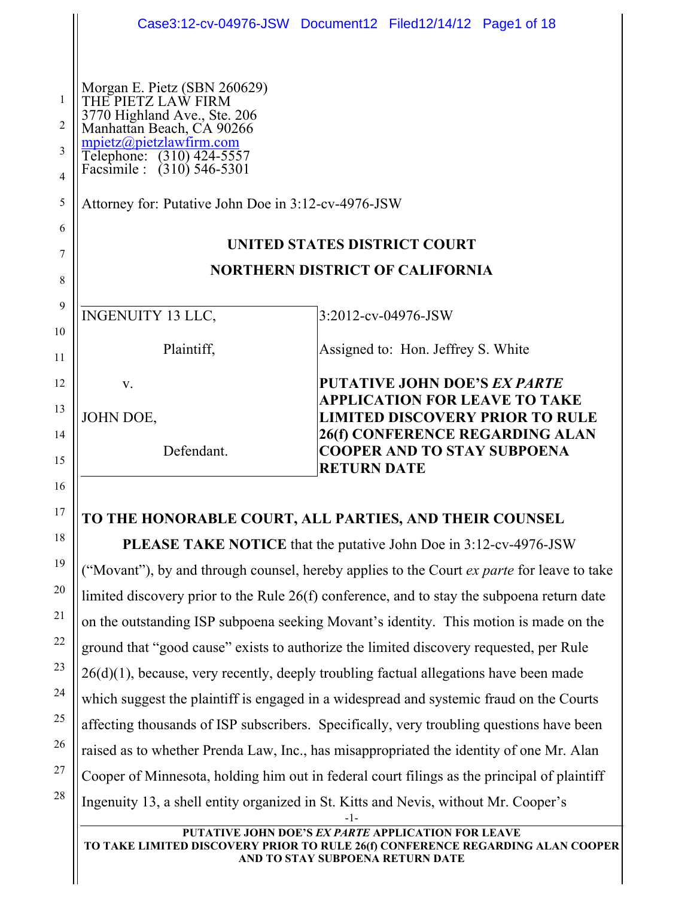Morgan E. Pietz (SBN 260629)
THE PIETZ LAW FIRM
3770 Highland Ave., Ste. 206
Manhattan Beach, CA 90266
mpietz@pietzlawfirm.com
Telephone: (310) 424-5557
Facsimile : (310) 546-5301

Attorney for: Putative John Doe in 3:12-cv-4976-JSW

**UNITED STATES DISTRICT COURT**

**NORTHERN DISTRICT OF CALIFORNIA**

| | |
|---|---|
| INGENUITY 13 LLC,<br><br>Plaintiff,<br><br>v.<br><br>JOHN DOE,<br><br>Defendant. | 3:2012-cv-04976-JSW<br><br>Assigned to: Hon. Jeffrey S. White<br><br>**PUTATIVE JOHN DOE'S *EX PARTE* APPLICATION FOR LEAVE TO TAKE LIMITED DISCOVERY PRIOR TO RULE 26(f) CONFERENCE REGARDING ALAN COOPER AND TO STAY SUBPOENA RETURN DATE** |

**TO THE HONORABLE COURT, ALL PARTIES, AND THEIR COUNSEL**

**PLEASE TAKE NOTICE** that the putative John Doe in 3:12-cv-4976-JSW ("Movant"), by and through counsel, hereby applies to the Court *ex parte* for leave to take limited discovery prior to the Rule 26(f) conference, and to stay the subpoena return date on the outstanding ISP subpoena seeking Movant's identity. This motion is made on the ground that "good cause" exists to authorize the limited discovery requested, per Rule 26(d)(1), because, very recently, deeply troubling factual allegations have been made which suggest the plaintiff is engaged in a widespread and systemic fraud on the Courts affecting thousands of ISP subscribers. Specifically, very troubling questions have been raised as to whether Prenda Law, Inc., has misappropriated the identity of one Mr. Alan Cooper of Minnesota, holding him out in federal court filings as the principal of plaintiff Ingenuity 13, a shell entity organized in St. Kitts and Nevis, without Mr. Cooper's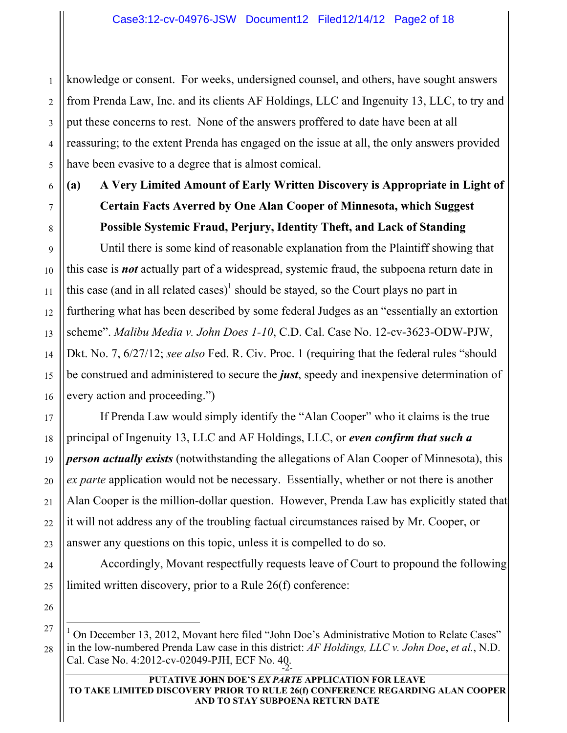knowledge or consent. For weeks, undersigned counsel, and others, have sought answers from Prenda Law, Inc. and its clients AF Holdings, LLC and Ingenuity 13, LLC, to try and put these concerns to rest. None of the answers proffered to date have been at all reassuring; to the extent Prenda has engaged on the issue at all, the only answers provided have been evasive to a degree that is almost comical.

**(a) A Very Limited Amount of Early Written Discovery is Appropriate in Light of Certain Facts Averred by One Alan Cooper of Minnesota, which Suggest Possible Systemic Fraud, Perjury, Identity Theft, and Lack of Standing**

Until there is some kind of reasonable explanation from the Plaintiff showing that this case is ***not*** actually part of a widespread, systemic fraud, the subpoena return date in this case (and in all related cases)[1] should be stayed, so the Court plays no part in furthering what has been described by some federal Judges as an "essentially an extortion scheme". *Malibu Media v. John Does 1-10*, C.D. Cal. Case No. 12-cv-3623-ODW-PJW, Dkt. No. 7, 6/27/12; *see also* Fed. R. Civ. Proc. 1 (requiring that the federal rules "should be construed and administered to secure the ***just***, speedy and inexpensive determination of every action and proceeding.")

If Prenda Law would simply identify the "Alan Cooper" who it claims is the true principal of Ingenuity 13, LLC and AF Holdings, LLC, or ***even confirm that such a person actually exists*** (notwithstanding the allegations of Alan Cooper of Minnesota), this *ex parte* application would not be necessary. Essentially, whether or not there is another Alan Cooper is the million-dollar question. However, Prenda Law has explicitly stated that it will not address any of the troubling factual circumstances raised by Mr. Cooper, or answer any questions on this topic, unless it is compelled to do so.

Accordingly, Movant respectfully requests leave of Court to propound the following limited written discovery, prior to a Rule 26(f) conference:

---

[1] On December 13, 2012, Movant here filed "John Doe's Administrative Motion to Relate Cases" in the low-numbered Prenda Law case in this district: *AF Holdings, LLC v. John Doe*, *et al.*, N.D. Cal. Case No. 4:2012-cv-02049-PJH, ECF No. 40.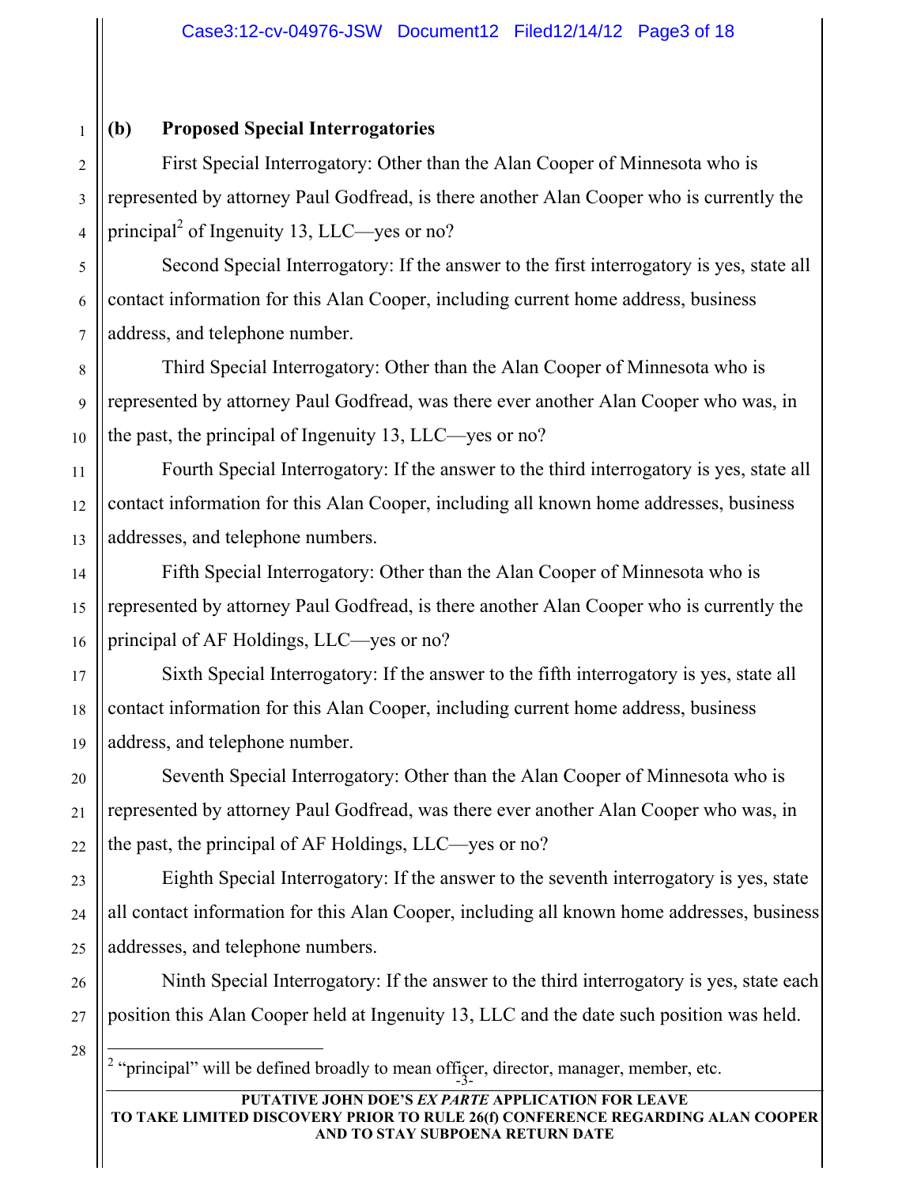**(b) Proposed Special Interrogatories**

First Special Interrogatory: Other than the Alan Cooper of Minnesota who is represented by attorney Paul Godfread, is there another Alan Cooper who is currently the principal[2] of Ingenuity 13, LLC—yes or no?

Second Special Interrogatory: If the answer to the first interrogatory is yes, state all contact information for this Alan Cooper, including current home address, business address, and telephone number.

Third Special Interrogatory: Other than the Alan Cooper of Minnesota who is represented by attorney Paul Godfread, was there ever another Alan Cooper who was, in the past, the principal of Ingenuity 13, LLC—yes or no?

Fourth Special Interrogatory: If the answer to the third interrogatory is yes, state all contact information for this Alan Cooper, including all known home addresses, business addresses, and telephone numbers.

Fifth Special Interrogatory: Other than the Alan Cooper of Minnesota who is represented by attorney Paul Godfread, is there another Alan Cooper who is currently the principal of AF Holdings, LLC—yes or no?

Sixth Special Interrogatory: If the answer to the fifth interrogatory is yes, state all contact information for this Alan Cooper, including current home address, business address, and telephone number.

Seventh Special Interrogatory: Other than the Alan Cooper of Minnesota who is represented by attorney Paul Godfread, was there ever another Alan Cooper who was, in the past, the principal of AF Holdings, LLC—yes or no?

Eighth Special Interrogatory: If the answer to the seventh interrogatory is yes, state all contact information for this Alan Cooper, including all known home addresses, business addresses, and telephone numbers.

Ninth Special Interrogatory: If the answer to the third interrogatory is yes, state each position this Alan Cooper held at Ingenuity 13, LLC and the date such position was held.

[2] "principal" will be defined broadly to mean officer, director, manager, member, etc.

**PUTATIVE JOHN DOE'S *EX PARTE* APPLICATION FOR LEAVE TO TAKE LIMITED DISCOVERY PRIOR TO RULE 26(f) CONFERENCE REGARDING ALAN COOPER AND TO STAY SUBPOENA RETURN DATE**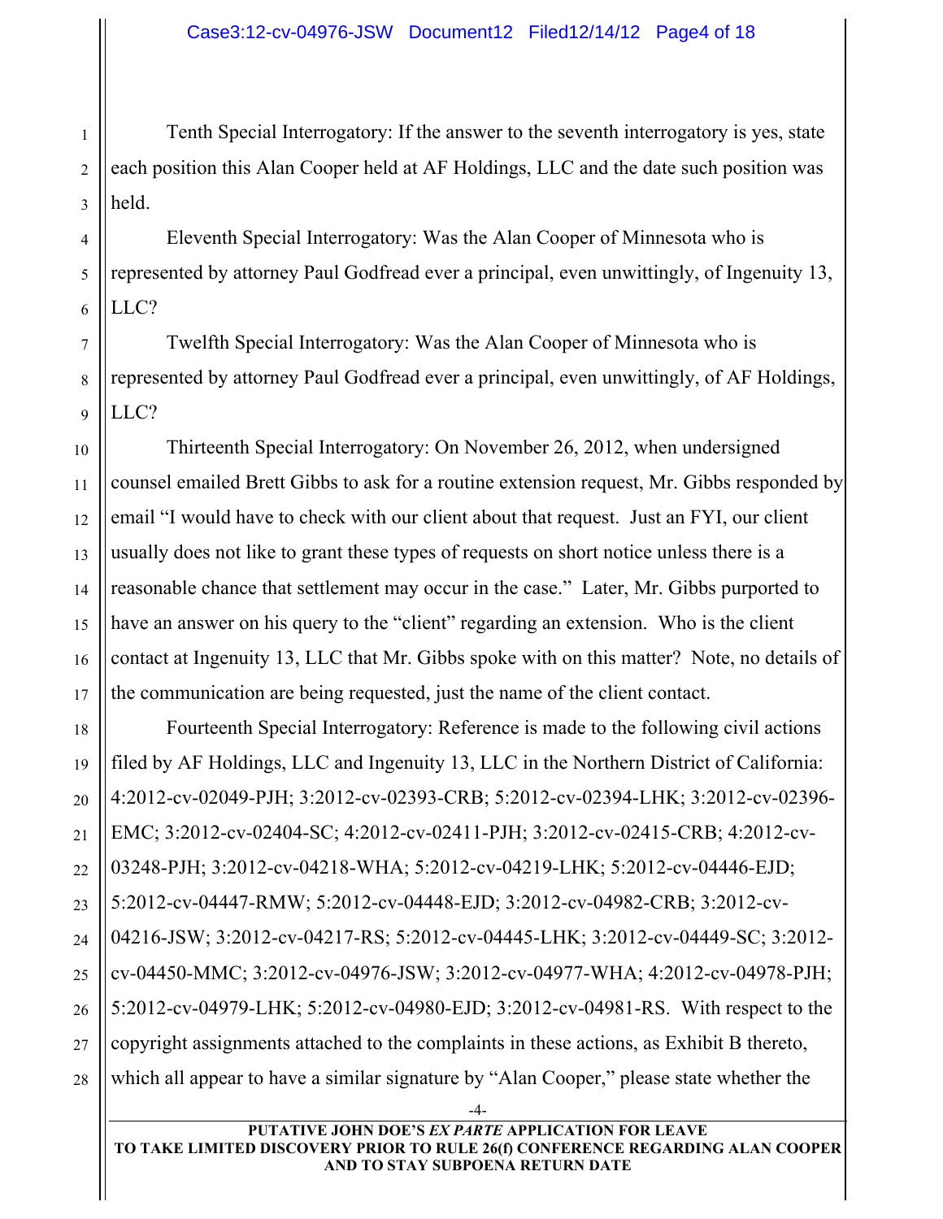Tenth Special Interrogatory: If the answer to the seventh interrogatory is yes, state each position this Alan Cooper held at AF Holdings, LLC and the date such position was held.

Eleventh Special Interrogatory: Was the Alan Cooper of Minnesota who is represented by attorney Paul Godfread ever a principal, even unwittingly, of Ingenuity 13, LLC?

Twelfth Special Interrogatory: Was the Alan Cooper of Minnesota who is represented by attorney Paul Godfread ever a principal, even unwittingly, of AF Holdings, LLC?

Thirteenth Special Interrogatory: On November 26, 2012, when undersigned counsel emailed Brett Gibbs to ask for a routine extension request, Mr. Gibbs responded by email "I would have to check with our client about that request. Just an FYI, our client usually does not like to grant these types of requests on short notice unless there is a reasonable chance that settlement may occur in the case." Later, Mr. Gibbs purported to have an answer on his query to the "client" regarding an extension. Who is the client contact at Ingenuity 13, LLC that Mr. Gibbs spoke with on this matter? Note, no details of the communication are being requested, just the name of the client contact.

Fourteenth Special Interrogatory: Reference is made to the following civil actions filed by AF Holdings, LLC and Ingenuity 13, LLC in the Northern District of California: 4:2012-cv-02049-PJH; 3:2012-cv-02393-CRB; 5:2012-cv-02394-LHK; 3:2012-cv-02396-EMC; 3:2012-cv-02404-SC; 4:2012-cv-02411-PJH; 3:2012-cv-02415-CRB; 4:2012-cv-03248-PJH; 3:2012-cv-04218-WHA; 5:2012-cv-04219-LHK; 5:2012-cv-04446-EJD; 5:2012-cv-04447-RMW; 5:2012-cv-04448-EJD; 3:2012-cv-04982-CRB; 3:2012-cv-04216-JSW; 3:2012-cv-04217-RS; 5:2012-cv-04445-LHK; 3:2012-cv-04449-SC; 3:2012-cv-04450-MMC; 3:2012-cv-04976-JSW; 3:2012-cv-04977-WHA; 4:2012-cv-04978-PJH; 5:2012-cv-04979-LHK; 5:2012-cv-04980-EJD; 3:2012-cv-04981-RS. With respect to the copyright assignments attached to the complaints in these actions, as Exhibit B thereto, which all appear to have a similar signature by "Alan Cooper," please state whether the

PUTATIVE JOHN DOE'S *EX PARTE* APPLICATION FOR LEAVE TO TAKE LIMITED DISCOVERY PRIOR TO RULE 26(f) CONFERENCE REGARDING ALAN COOPER AND TO STAY SUBPOENA RETURN DATE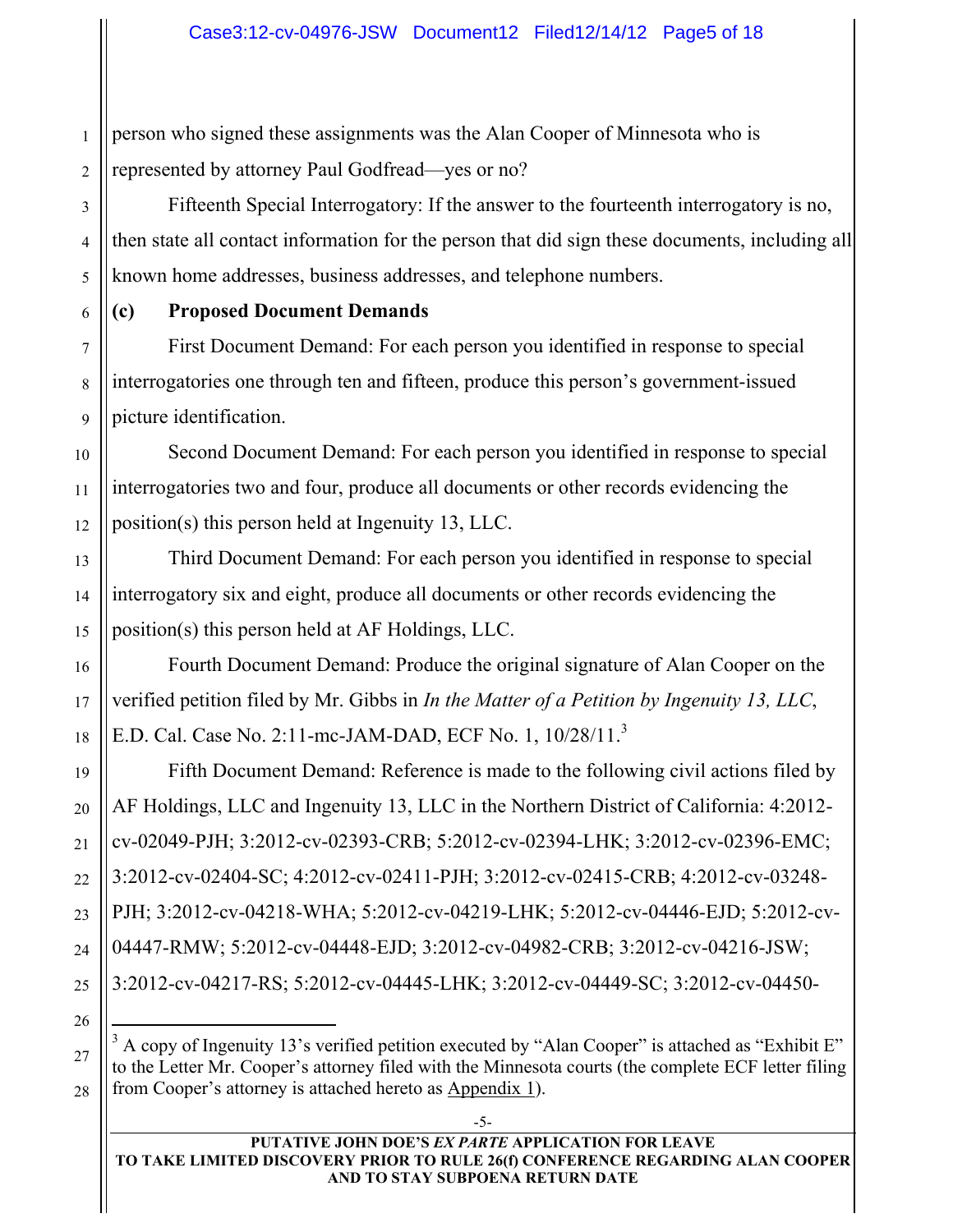person who signed these assignments was the Alan Cooper of Minnesota who is represented by attorney Paul Godfread—yes or no?

Fifteenth Special Interrogatory: If the answer to the fourteenth interrogatory is no, then state all contact information for the person that did sign these documents, including all known home addresses, business addresses, and telephone numbers.

**(c) Proposed Document Demands**

First Document Demand: For each person you identified in response to special interrogatories one through ten and fifteen, produce this person's government-issued picture identification.

Second Document Demand: For each person you identified in response to special interrogatories two and four, produce all documents or other records evidencing the position(s) this person held at Ingenuity 13, LLC.

Third Document Demand: For each person you identified in response to special interrogatory six and eight, produce all documents or other records evidencing the position(s) this person held at AF Holdings, LLC.

Fourth Document Demand: Produce the original signature of Alan Cooper on the verified petition filed by Mr. Gibbs in *In the Matter of a Petition by Ingenuity 13, LLC*, E.D. Cal. Case No. 2:11-mc-JAM-DAD, ECF No. 1, 10/28/11.[3]

Fifth Document Demand: Reference is made to the following civil actions filed by AF Holdings, LLC and Ingenuity 13, LLC in the Northern District of California: 4:2012-cv-02049-PJH; 3:2012-cv-02393-CRB; 5:2012-cv-02394-LHK; 3:2012-cv-02396-EMC; 3:2012-cv-02404-SC; 4:2012-cv-02411-PJH; 3:2012-cv-02415-CRB; 4:2012-cv-03248-PJH; 3:2012-cv-04218-WHA; 5:2012-cv-04219-LHK; 5:2012-cv-04446-EJD; 5:2012-cv-04447-RMW; 5:2012-cv-04448-EJD; 3:2012-cv-04982-CRB; 3:2012-cv-04216-JSW; 3:2012-cv-04217-RS; 5:2012-cv-04445-LHK; 3:2012-cv-04449-SC; 3:2012-cv-04450-

---

[3] A copy of Ingenuity 13's verified petition executed by "Alan Cooper" is attached as "Exhibit E" to the Letter Mr. Cooper's attorney filed with the Minnesota courts (the complete ECF letter filing from Cooper's attorney is attached hereto as Appendix 1).

PUTATIVE JOHN DOE'S *EX PARTE* APPLICATION FOR LEAVE TO TAKE LIMITED DISCOVERY PRIOR TO RULE 26(f) CONFERENCE REGARDING ALAN COOPER AND TO STAY SUBPOENA RETURN DATE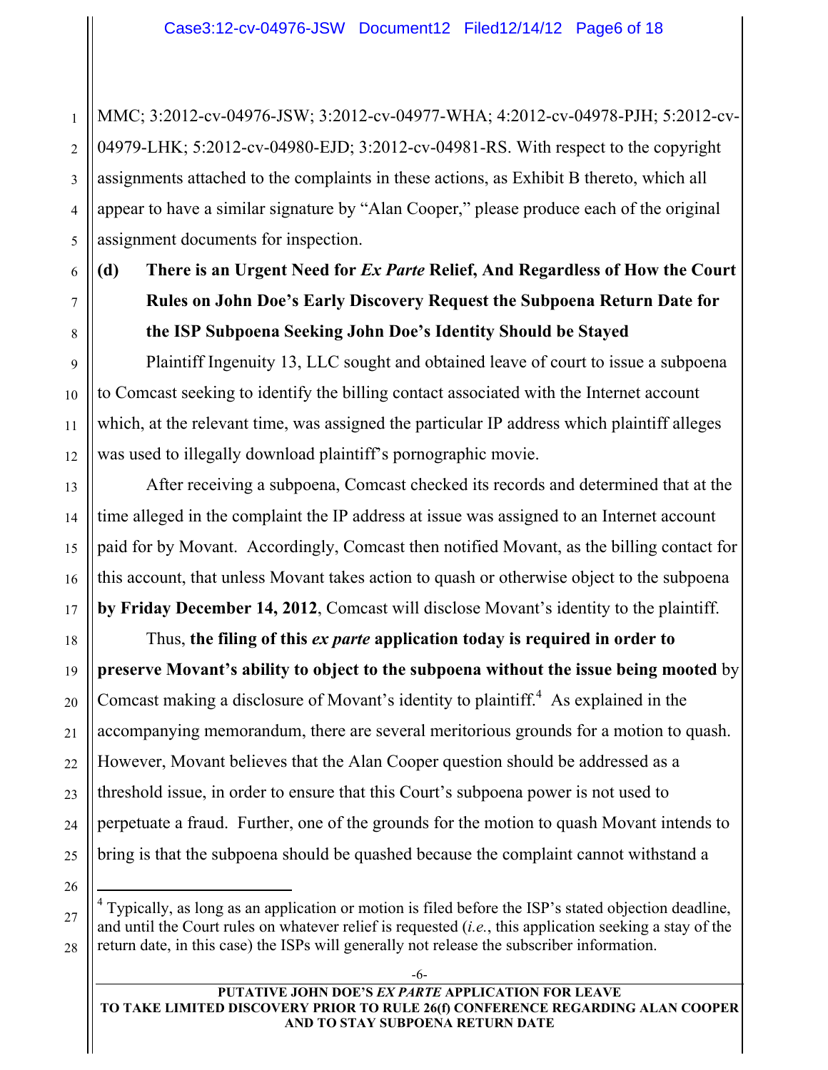MMC; 3:2012-cv-04976-JSW; 3:2012-cv-04977-WHA; 4:2012-cv-04978-PJH; 5:2012-cv-04979-LHK; 5:2012-cv-04980-EJD; 3:2012-cv-04981-RS. With respect to the copyright assignments attached to the complaints in these actions, as Exhibit B thereto, which all appear to have a similar signature by "Alan Cooper," please produce each of the original assignment documents for inspection.

### (d) There is an Urgent Need for *Ex Parte* Relief, And Regardless of How the Court Rules on John Doe's Early Discovery Request the Subpoena Return Date for the ISP Subpoena Seeking John Doe's Identity Should be Stayed

Plaintiff Ingenuity 13, LLC sought and obtained leave of court to issue a subpoena to Comcast seeking to identify the billing contact associated with the Internet account which, at the relevant time, was assigned the particular IP address which plaintiff alleges was used to illegally download plaintiff's pornographic movie.

After receiving a subpoena, Comcast checked its records and determined that at the time alleged in the complaint the IP address at issue was assigned to an Internet account paid for by Movant. Accordingly, Comcast then notified Movant, as the billing contact for this account, that unless Movant takes action to quash or otherwise object to the subpoena **by Friday December 14, 2012**, Comcast will disclose Movant's identity to the plaintiff.

Thus, **the filing of this *ex parte* application today is required in order to preserve Movant's ability to object to the subpoena without the issue being mooted** by Comcast making a disclosure of Movant's identity to plaintiff.[4] As explained in the accompanying memorandum, there are several meritorious grounds for a motion to quash. However, Movant believes that the Alan Cooper question should be addressed as a threshold issue, in order to ensure that this Court's subpoena power is not used to perpetuate a fraud. Further, one of the grounds for the motion to quash Movant intends to bring is that the subpoena should be quashed because the complaint cannot withstand a

---

[4] Typically, as long as an application or motion is filed before the ISP's stated objection deadline, and until the Court rules on whatever relief is requested (*i.e.*, this application seeking a stay of the return date, in this case) the ISPs will generally not release the subscriber information.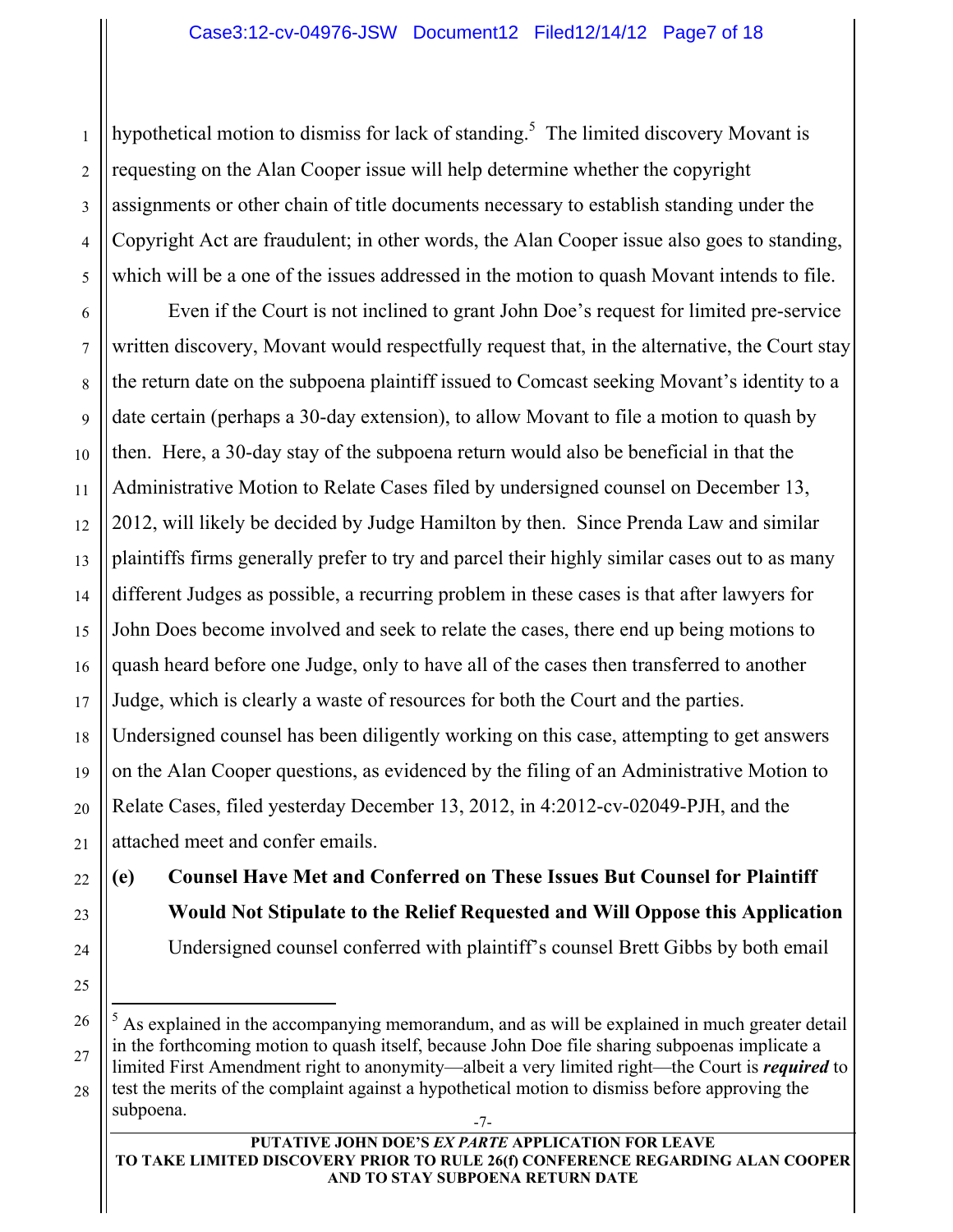hypothetical motion to dismiss for lack of standing.[5] The limited discovery Movant is requesting on the Alan Cooper issue will help determine whether the copyright assignments or other chain of title documents necessary to establish standing under the Copyright Act are fraudulent; in other words, the Alan Cooper issue also goes to standing, which will be a one of the issues addressed in the motion to quash Movant intends to file.

Even if the Court is not inclined to grant John Doe's request for limited pre-service written discovery, Movant would respectfully request that, in the alternative, the Court stay the return date on the subpoena plaintiff issued to Comcast seeking Movant's identity to a date certain (perhaps a 30-day extension), to allow Movant to file a motion to quash by then. Here, a 30-day stay of the subpoena return would also be beneficial in that the Administrative Motion to Relate Cases filed by undersigned counsel on December 13, 2012, will likely be decided by Judge Hamilton by then. Since Prenda Law and similar plaintiffs firms generally prefer to try and parcel their highly similar cases out to as many different Judges as possible, a recurring problem in these cases is that after lawyers for John Does become involved and seek to relate the cases, there end up being motions to quash heard before one Judge, only to have all of the cases then transferred to another Judge, which is clearly a waste of resources for both the Court and the parties. Undersigned counsel has been diligently working on this case, attempting to get answers on the Alan Cooper questions, as evidenced by the filing of an Administrative Motion to Relate Cases, filed yesterday December 13, 2012, in 4:2012-cv-02049-PJH, and the attached meet and confer emails.

**(e) Counsel Have Met and Conferred on These Issues But Counsel for Plaintiff Would Not Stipulate to the Relief Requested and Will Oppose this Application**

Undersigned counsel conferred with plaintiff's counsel Brett Gibbs by both email

---

[5] As explained in the accompanying memorandum, and as will be explained in much greater detail in the forthcoming motion to quash itself, because John Doe file sharing subpoenas implicate a limited First Amendment right to anonymity—albeit a very limited right—the Court is ***required*** to test the merits of the complaint against a hypothetical motion to dismiss before approving the subpoena.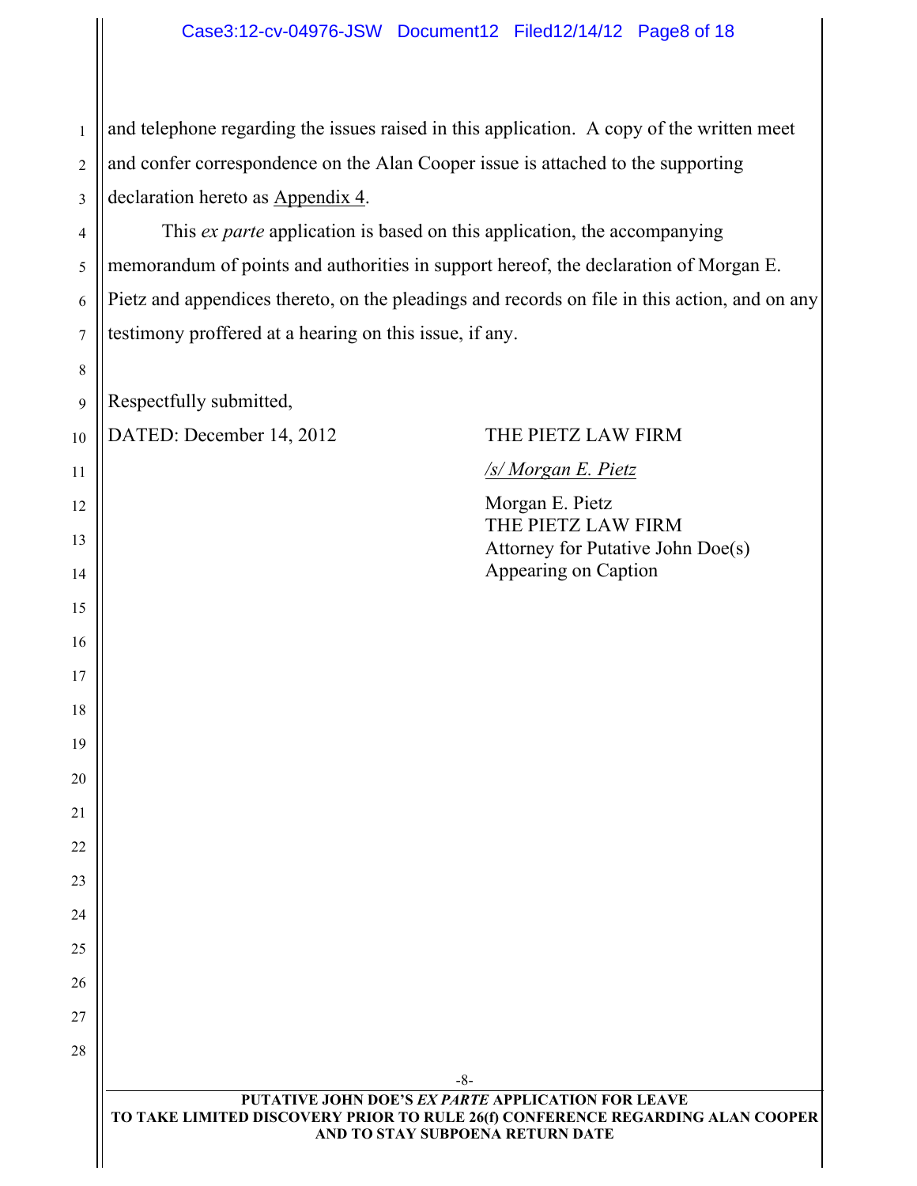and telephone regarding the issues raised in this application. A copy of the written meet and confer correspondence on the Alan Cooper issue is attached to the supporting declaration hereto as Appendix 4.

This *ex parte* application is based on this application, the accompanying memorandum of points and authorities in support hereof, the declaration of Morgan E. Pietz and appendices thereto, on the pleadings and records on file in this action, and on any testimony proffered at a hearing on this issue, if any.

Respectfully submitted,

DATED: December 14, 2012

THE PIETZ LAW FIRM

*/s/ Morgan E. Pietz*

Morgan E. Pietz
THE PIETZ LAW FIRM
Attorney for Putative John Doe(s)
Appearing on Caption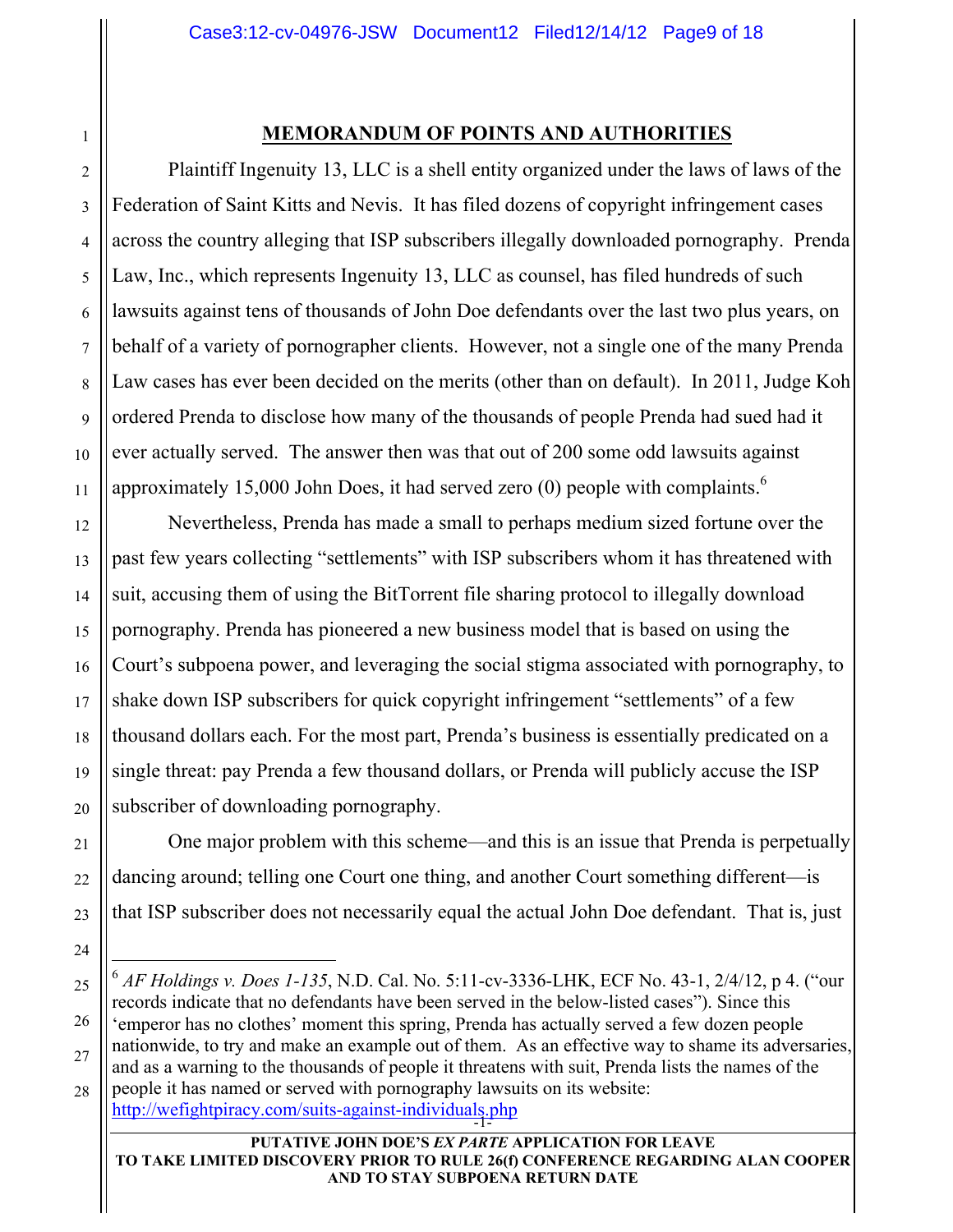## MEMORANDUM OF POINTS AND AUTHORITIES

Plaintiff Ingenuity 13, LLC is a shell entity organized under the laws of laws of the Federation of Saint Kitts and Nevis. It has filed dozens of copyright infringement cases across the country alleging that ISP subscribers illegally downloaded pornography. Prenda Law, Inc., which represents Ingenuity 13, LLC as counsel, has filed hundreds of such lawsuits against tens of thousands of John Doe defendants over the last two plus years, on behalf of a variety of pornographer clients. However, not a single one of the many Prenda Law cases has ever been decided on the merits (other than on default). In 2011, Judge Koh ordered Prenda to disclose how many of the thousands of people Prenda had sued had it ever actually served. The answer then was that out of 200 some odd lawsuits against approximately 15,000 John Does, it had served zero (0) people with complaints.[6]

Nevertheless, Prenda has made a small to perhaps medium sized fortune over the past few years collecting "settlements" with ISP subscribers whom it has threatened with suit, accusing them of using the BitTorrent file sharing protocol to illegally download pornography. Prenda has pioneered a new business model that is based on using the Court's subpoena power, and leveraging the social stigma associated with pornography, to shake down ISP subscribers for quick copyright infringement "settlements" of a few thousand dollars each. For the most part, Prenda's business is essentially predicated on a single threat: pay Prenda a few thousand dollars, or Prenda will publicly accuse the ISP subscriber of downloading pornography.

One major problem with this scheme—and this is an issue that Prenda is perpetually dancing around; telling one Court one thing, and another Court something different—is that ISP subscriber does not necessarily equal the actual John Doe defendant. That is, just

---

[6] *AF Holdings v. Does 1-135*, N.D. Cal. No. 5:11-cv-3336-LHK, ECF No. 43-1, 2/4/12, p 4. ("our records indicate that no defendants have been served in the below-listed cases"). Since this 'emperor has no clothes' moment this spring, Prenda has actually served a few dozen people nationwide, to try and make an example out of them. As an effective way to shame its adversaries, and as a warning to the thousands of people it threatens with suit, Prenda lists the names of the people it has named or served with pornography lawsuits on its website: http://wefightpiracy.com/suits-against-individuals.php

PUTATIVE JOHN DOE'S *EX PARTE* APPLICATION FOR LEAVE TO TAKE LIMITED DISCOVERY PRIOR TO RULE 26(f) CONFERENCE REGARDING ALAN COOPER AND TO STAY SUBPOENA RETURN DATE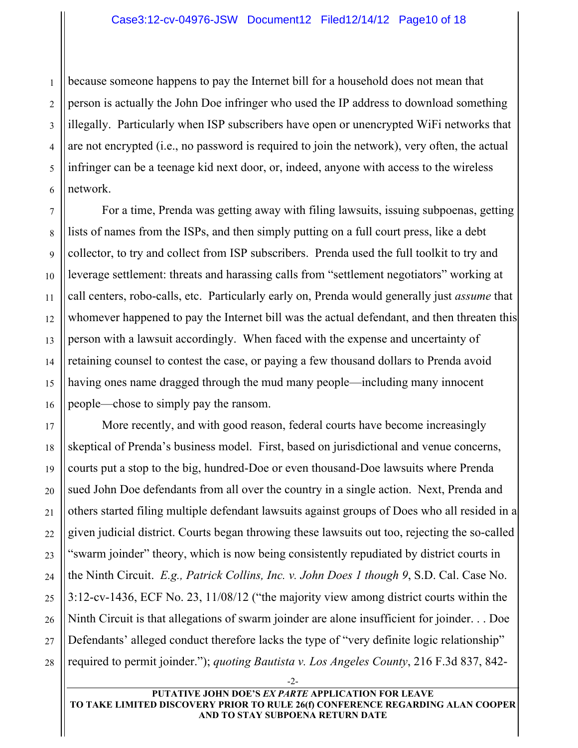because someone happens to pay the Internet bill for a household does not mean that person is actually the John Doe infringer who used the IP address to download something illegally. Particularly when ISP subscribers have open or unencrypted WiFi networks that are not encrypted (i.e., no password is required to join the network), very often, the actual infringer can be a teenage kid next door, or, indeed, anyone with access to the wireless network.

For a time, Prenda was getting away with filing lawsuits, issuing subpoenas, getting lists of names from the ISPs, and then simply putting on a full court press, like a debt collector, to try and collect from ISP subscribers. Prenda used the full toolkit to try and leverage settlement: threats and harassing calls from "settlement negotiators" working at call centers, robo-calls, etc. Particularly early on, Prenda would generally just *assume* that whomever happened to pay the Internet bill was the actual defendant, and then threaten this person with a lawsuit accordingly. When faced with the expense and uncertainty of retaining counsel to contest the case, or paying a few thousand dollars to Prenda avoid having ones name dragged through the mud many people—including many innocent people—chose to simply pay the ransom.

More recently, and with good reason, federal courts have become increasingly skeptical of Prenda's business model. First, based on jurisdictional and venue concerns, courts put a stop to the big, hundred-Doe or even thousand-Doe lawsuits where Prenda sued John Doe defendants from all over the country in a single action. Next, Prenda and others started filing multiple defendant lawsuits against groups of Does who all resided in a given judicial district. Courts began throwing these lawsuits out too, rejecting the so-called "swarm joinder" theory, which is now being consistently repudiated by district courts in the Ninth Circuit. *E.g., Patrick Collins, Inc. v. John Does 1 though 9*, S.D. Cal. Case No. 3:12-cv-1436, ECF No. 23, 11/08/12 ("the majority view among district courts within the Ninth Circuit is that allegations of swarm joinder are alone insufficient for joinder. . . Doe Defendants' alleged conduct therefore lacks the type of "very definite logic relationship" required to permit joinder."); *quoting Bautista v. Los Angeles County*, 216 F.3d 837, 842-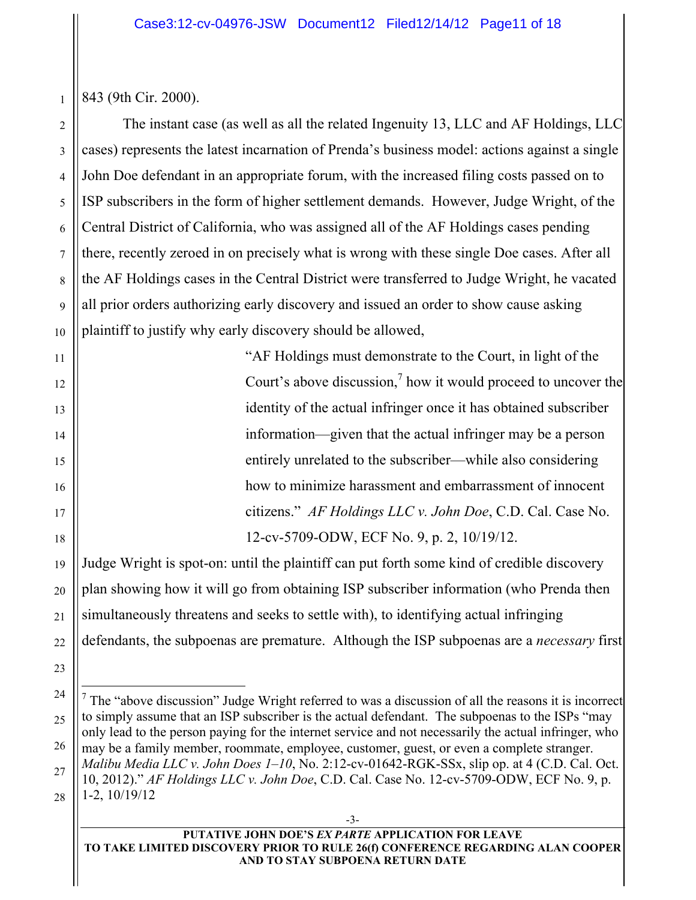843 (9th Cir. 2000).

The instant case (as well as all the related Ingenuity 13, LLC and AF Holdings, LLC cases) represents the latest incarnation of Prenda's business model: actions against a single John Doe defendant in an appropriate forum, with the increased filing costs passed on to ISP subscribers in the form of higher settlement demands. However, Judge Wright, of the Central District of California, who was assigned all of the AF Holdings cases pending there, recently zeroed in on precisely what is wrong with these single Doe cases. After all the AF Holdings cases in the Central District were transferred to Judge Wright, he vacated all prior orders authorizing early discovery and issued an order to show cause asking plaintiff to justify why early discovery should be allowed,

> "AF Holdings must demonstrate to the Court, in light of the Court's above discussion,[7] how it would proceed to uncover the identity of the actual infringer once it has obtained subscriber information—given that the actual infringer may be a person entirely unrelated to the subscriber—while also considering how to minimize harassment and embarrassment of innocent citizens." *AF Holdings LLC v. John Doe*, C.D. Cal. Case No. 12-cv-5709-ODW, ECF No. 9, p. 2, 10/19/12.

Judge Wright is spot-on: until the plaintiff can put forth some kind of credible discovery plan showing how it will go from obtaining ISP subscriber information (who Prenda then simultaneously threatens and seeks to settle with), to identifying actual infringing defendants, the subpoenas are premature. Although the ISP subpoenas are a *necessary* first

---

[7] The "above discussion" Judge Wright referred to was a discussion of all the reasons it is incorrect to simply assume that an ISP subscriber is the actual defendant. The subpoenas to the ISPs "may only lead to the person paying for the internet service and not necessarily the actual infringer, who may be a family member, roommate, employee, customer, guest, or even a complete stranger. *Malibu Media LLC v. John Does 1–10*, No. 2:12-cv-01642-RGK-SSx, slip op. at 4 (C.D. Cal. Oct. 10, 2012)." *AF Holdings LLC v. John Doe*, C.D. Cal. Case No. 12-cv-5709-ODW, ECF No. 9, p. 1-2, 10/19/12

**PUTATIVE JOHN DOE'S *EX PARTE* APPLICATION FOR LEAVE TO TAKE LIMITED DISCOVERY PRIOR TO RULE 26(f) CONFERENCE REGARDING ALAN COOPER AND TO STAY SUBPOENA RETURN DATE**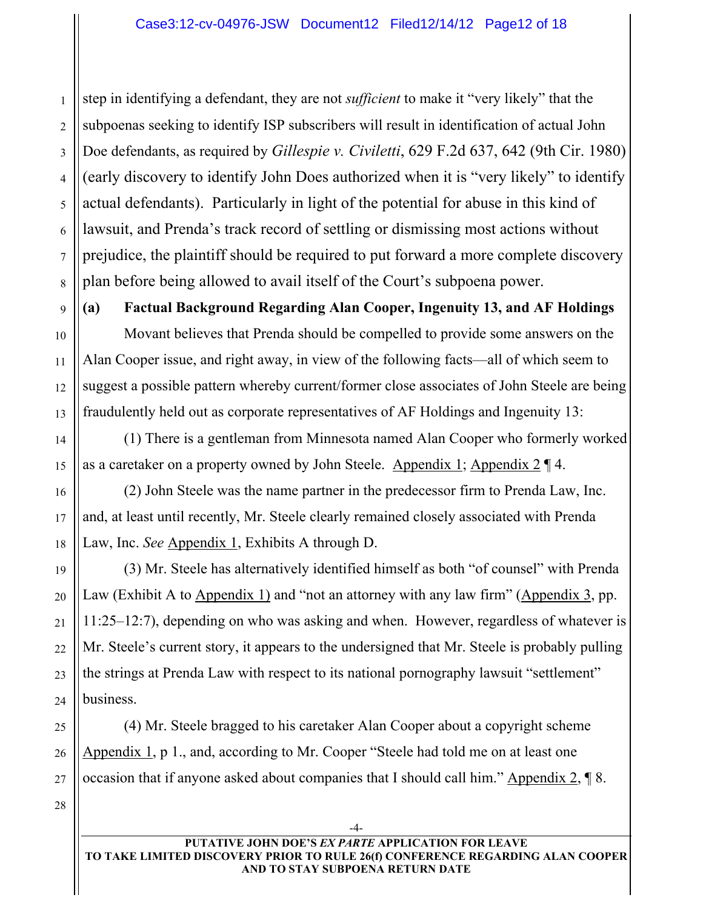step in identifying a defendant, they are not *sufficient* to make it "very likely" that the subpoenas seeking to identify ISP subscribers will result in identification of actual John Doe defendants, as required by *Gillespie v. Civiletti*, 629 F.2d 637, 642 (9th Cir. 1980) (early discovery to identify John Does authorized when it is "very likely" to identify actual defendants). Particularly in light of the potential for abuse in this kind of lawsuit, and Prenda's track record of settling or dismissing most actions without prejudice, the plaintiff should be required to put forward a more complete discovery plan before being allowed to avail itself of the Court's subpoena power.

**(a) Factual Background Regarding Alan Cooper, Ingenuity 13, and AF Holdings**

Movant believes that Prenda should be compelled to provide some answers on the Alan Cooper issue, and right away, in view of the following facts—all of which seem to suggest a possible pattern whereby current/former close associates of John Steele are being fraudulently held out as corporate representatives of AF Holdings and Ingenuity 13:

(1) There is a gentleman from Minnesota named Alan Cooper who formerly worked as a caretaker on a property owned by John Steele. Appendix 1; Appendix 2 ¶ 4.

(2) John Steele was the name partner in the predecessor firm to Prenda Law, Inc. and, at least until recently, Mr. Steele clearly remained closely associated with Prenda Law, Inc. *See* Appendix 1, Exhibits A through D.

(3) Mr. Steele has alternatively identified himself as both "of counsel" with Prenda Law (Exhibit A to Appendix 1) and "not an attorney with any law firm" (Appendix 3, pp. 11:25–12:7), depending on who was asking and when. However, regardless of whatever is Mr. Steele's current story, it appears to the undersigned that Mr. Steele is probably pulling the strings at Prenda Law with respect to its national pornography lawsuit "settlement" business.

(4) Mr. Steele bragged to his caretaker Alan Cooper about a copyright scheme Appendix 1, p 1., and, according to Mr. Cooper "Steele had told me on at least one occasion that if anyone asked about companies that I should call him." Appendix 2, ¶ 8.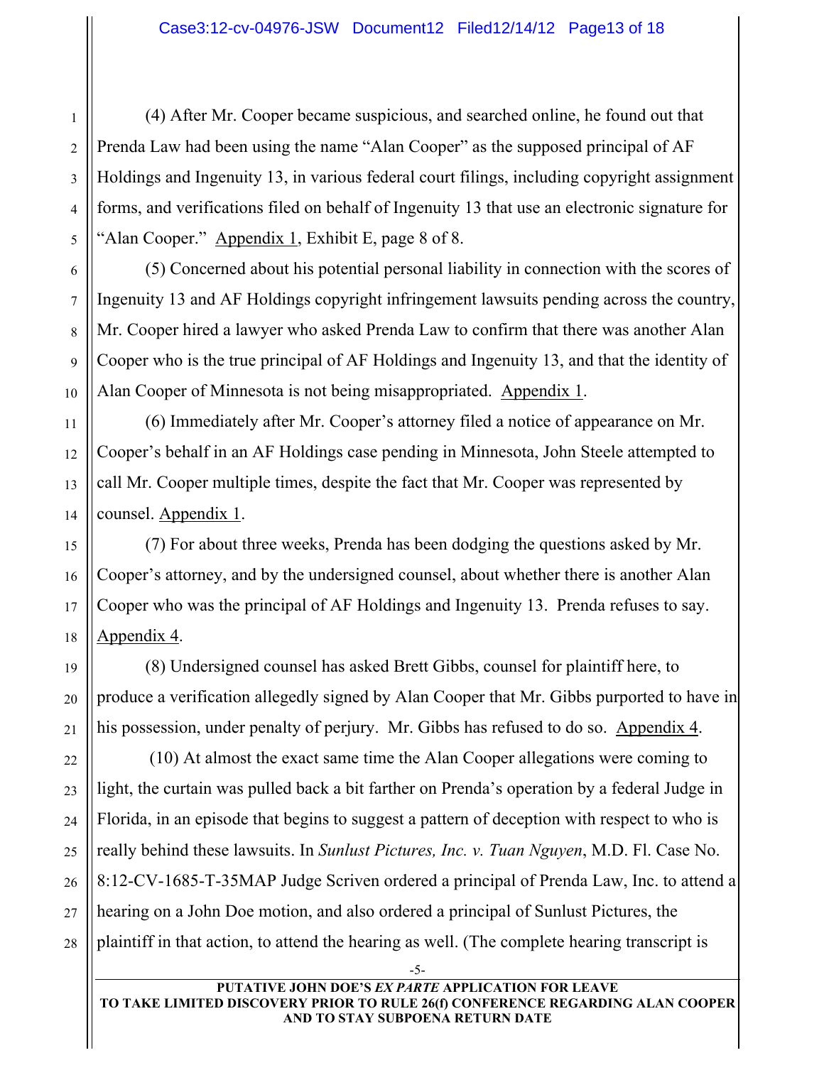(4) After Mr. Cooper became suspicious, and searched online, he found out that Prenda Law had been using the name "Alan Cooper" as the supposed principal of AF Holdings and Ingenuity 13, in various federal court filings, including copyright assignment forms, and verifications filed on behalf of Ingenuity 13 that use an electronic signature for "Alan Cooper." Appendix 1, Exhibit E, page 8 of 8.

(5) Concerned about his potential personal liability in connection with the scores of Ingenuity 13 and AF Holdings copyright infringement lawsuits pending across the country, Mr. Cooper hired a lawyer who asked Prenda Law to confirm that there was another Alan Cooper who is the true principal of AF Holdings and Ingenuity 13, and that the identity of Alan Cooper of Minnesota is not being misappropriated. Appendix 1.

(6) Immediately after Mr. Cooper's attorney filed a notice of appearance on Mr. Cooper's behalf in an AF Holdings case pending in Minnesota, John Steele attempted to call Mr. Cooper multiple times, despite the fact that Mr. Cooper was represented by counsel. Appendix 1.

(7) For about three weeks, Prenda has been dodging the questions asked by Mr. Cooper's attorney, and by the undersigned counsel, about whether there is another Alan Cooper who was the principal of AF Holdings and Ingenuity 13. Prenda refuses to say. Appendix 4.

(8) Undersigned counsel has asked Brett Gibbs, counsel for plaintiff here, to produce a verification allegedly signed by Alan Cooper that Mr. Gibbs purported to have in his possession, under penalty of perjury. Mr. Gibbs has refused to do so. Appendix 4.

(10) At almost the exact same time the Alan Cooper allegations were coming to light, the curtain was pulled back a bit farther on Prenda's operation by a federal Judge in Florida, in an episode that begins to suggest a pattern of deception with respect to who is really behind these lawsuits. In *Sunlust Pictures, Inc. v. Tuan Nguyen*, M.D. Fl. Case No. 8:12-CV-1685-T-35MAP Judge Scriven ordered a principal of Prenda Law, Inc. to attend a hearing on a John Doe motion, and also ordered a principal of Sunlust Pictures, the plaintiff in that action, to attend the hearing as well. (The complete hearing transcript is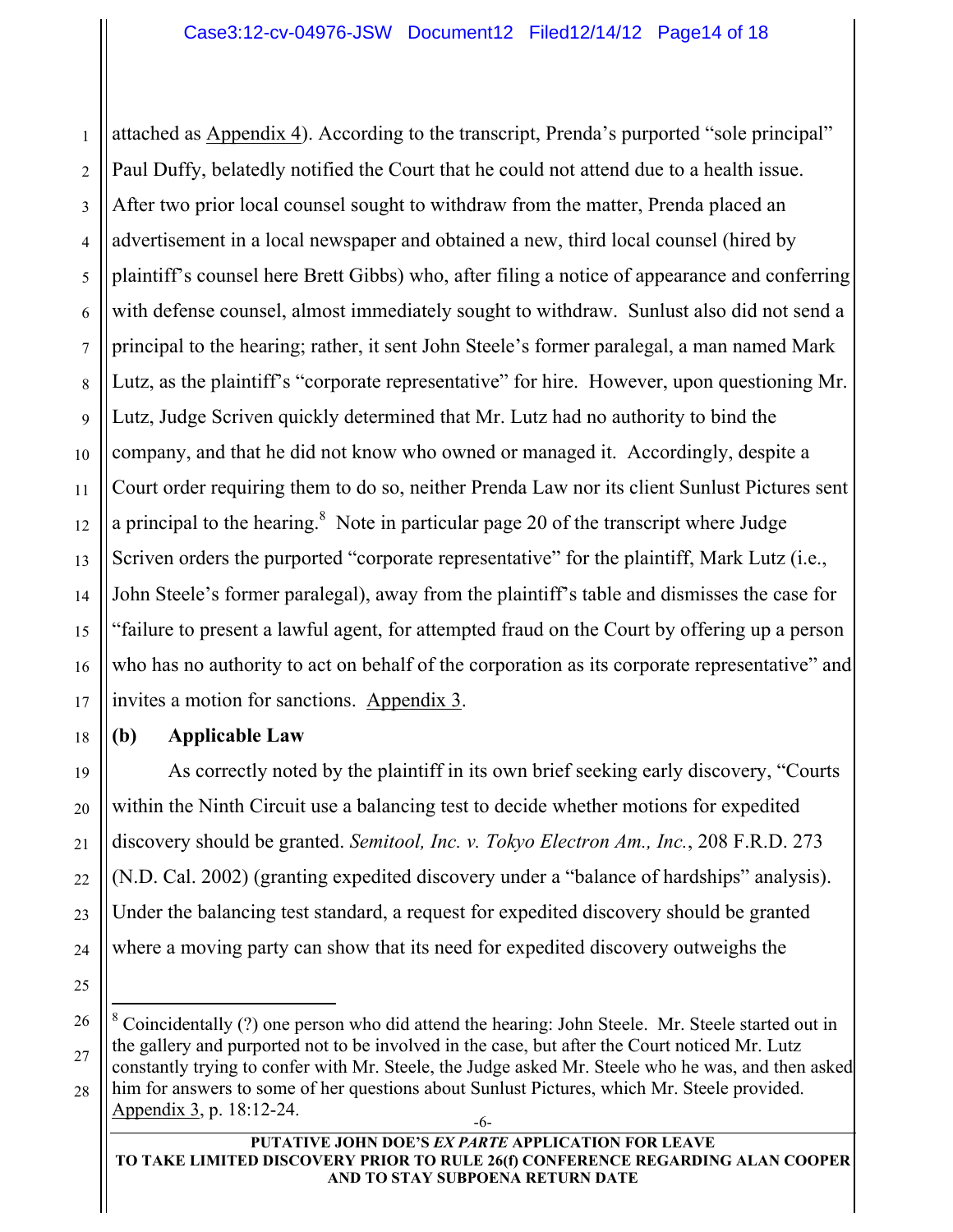attached as Appendix 4). According to the transcript, Prenda's purported "sole principal" Paul Duffy, belatedly notified the Court that he could not attend due to a health issue. After two prior local counsel sought to withdraw from the matter, Prenda placed an advertisement in a local newspaper and obtained a new, third local counsel (hired by plaintiff's counsel here Brett Gibbs) who, after filing a notice of appearance and conferring with defense counsel, almost immediately sought to withdraw. Sunlust also did not send a principal to the hearing; rather, it sent John Steele's former paralegal, a man named Mark Lutz, as the plaintiff's "corporate representative" for hire. However, upon questioning Mr. Lutz, Judge Scriven quickly determined that Mr. Lutz had no authority to bind the company, and that he did not know who owned or managed it. Accordingly, despite a Court order requiring them to do so, neither Prenda Law nor its client Sunlust Pictures sent a principal to the hearing.[8] Note in particular page 20 of the transcript where Judge Scriven orders the purported "corporate representative" for the plaintiff, Mark Lutz (i.e., John Steele's former paralegal), away from the plaintiff's table and dismisses the case for "failure to present a lawful agent, for attempted fraud on the Court by offering up a person who has no authority to act on behalf of the corporation as its corporate representative" and invites a motion for sanctions. Appendix 3.

**(b) Applicable Law**

As correctly noted by the plaintiff in its own brief seeking early discovery, "Courts within the Ninth Circuit use a balancing test to decide whether motions for expedited discovery should be granted. *Semitool, Inc. v. Tokyo Electron Am., Inc.*, 208 F.R.D. 273 (N.D. Cal. 2002) (granting expedited discovery under a "balance of hardships" analysis). Under the balancing test standard, a request for expedited discovery should be granted where a moving party can show that its need for expedited discovery outweighs the

---

[8] Coincidentally (?) one person who did attend the hearing: John Steele. Mr. Steele started out in the gallery and purported not to be involved in the case, but after the Court noticed Mr. Lutz constantly trying to confer with Mr. Steele, the Judge asked Mr. Steele who he was, and then asked him for answers to some of her questions about Sunlust Pictures, which Mr. Steele provided. Appendix 3, p. 18:12-24.

PUTATIVE JOHN DOE'S *EX PARTE* APPLICATION FOR LEAVE TO TAKE LIMITED DISCOVERY PRIOR TO RULE 26(f) CONFERENCE REGARDING ALAN COOPER AND TO STAY SUBPOENA RETURN DATE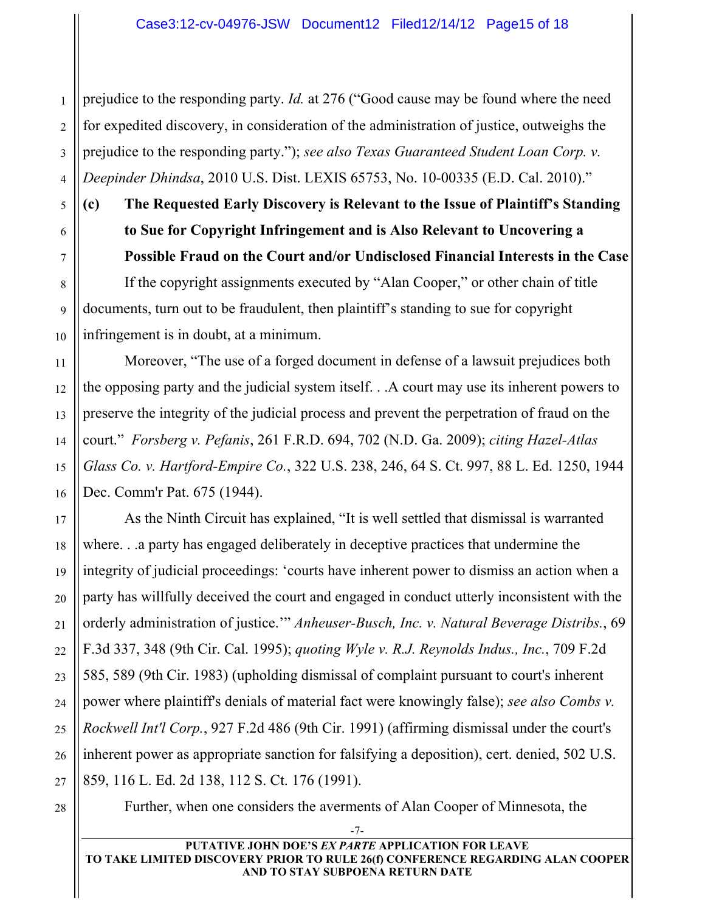prejudice to the responding party. *Id.* at 276 ("Good cause may be found where the need for expedited discovery, in consideration of the administration of justice, outweighs the prejudice to the responding party."); *see also Texas Guaranteed Student Loan Corp. v. Deepinder Dhindsa*, 2010 U.S. Dist. LEXIS 65753, No. 10-00335 (E.D. Cal. 2010)."

**(c) The Requested Early Discovery is Relevant to the Issue of Plaintiff's Standing to Sue for Copyright Infringement and is Also Relevant to Uncovering a Possible Fraud on the Court and/or Undisclosed Financial Interests in the Case**

If the copyright assignments executed by "Alan Cooper," or other chain of title documents, turn out to be fraudulent, then plaintiff's standing to sue for copyright infringement is in doubt, at a minimum.

Moreover, "The use of a forged document in defense of a lawsuit prejudices both the opposing party and the judicial system itself. . .A court may use its inherent powers to preserve the integrity of the judicial process and prevent the perpetration of fraud on the court." *Forsberg v. Pefanis*, 261 F.R.D. 694, 702 (N.D. Ga. 2009); *citing Hazel-Atlas Glass Co. v. Hartford-Empire Co.*, 322 U.S. 238, 246, 64 S. Ct. 997, 88 L. Ed. 1250, 1944 Dec. Comm'r Pat. 675 (1944).

As the Ninth Circuit has explained, "It is well settled that dismissal is warranted where. . .a party has engaged deliberately in deceptive practices that undermine the integrity of judicial proceedings: 'courts have inherent power to dismiss an action when a party has willfully deceived the court and engaged in conduct utterly inconsistent with the orderly administration of justice.'" *Anheuser-Busch, Inc. v. Natural Beverage Distribs.*, 69 F.3d 337, 348 (9th Cir. Cal. 1995); *quoting Wyle v. R.J. Reynolds Indus., Inc.*, 709 F.2d 585, 589 (9th Cir. 1983) (upholding dismissal of complaint pursuant to court's inherent power where plaintiff's denials of material fact were knowingly false); *see also Combs v. Rockwell Int'l Corp.*, 927 F.2d 486 (9th Cir. 1991) (affirming dismissal under the court's inherent power as appropriate sanction for falsifying a deposition), cert. denied, 502 U.S. 859, 116 L. Ed. 2d 138, 112 S. Ct. 176 (1991).

Further, when one considers the averments of Alan Cooper of Minnesota, the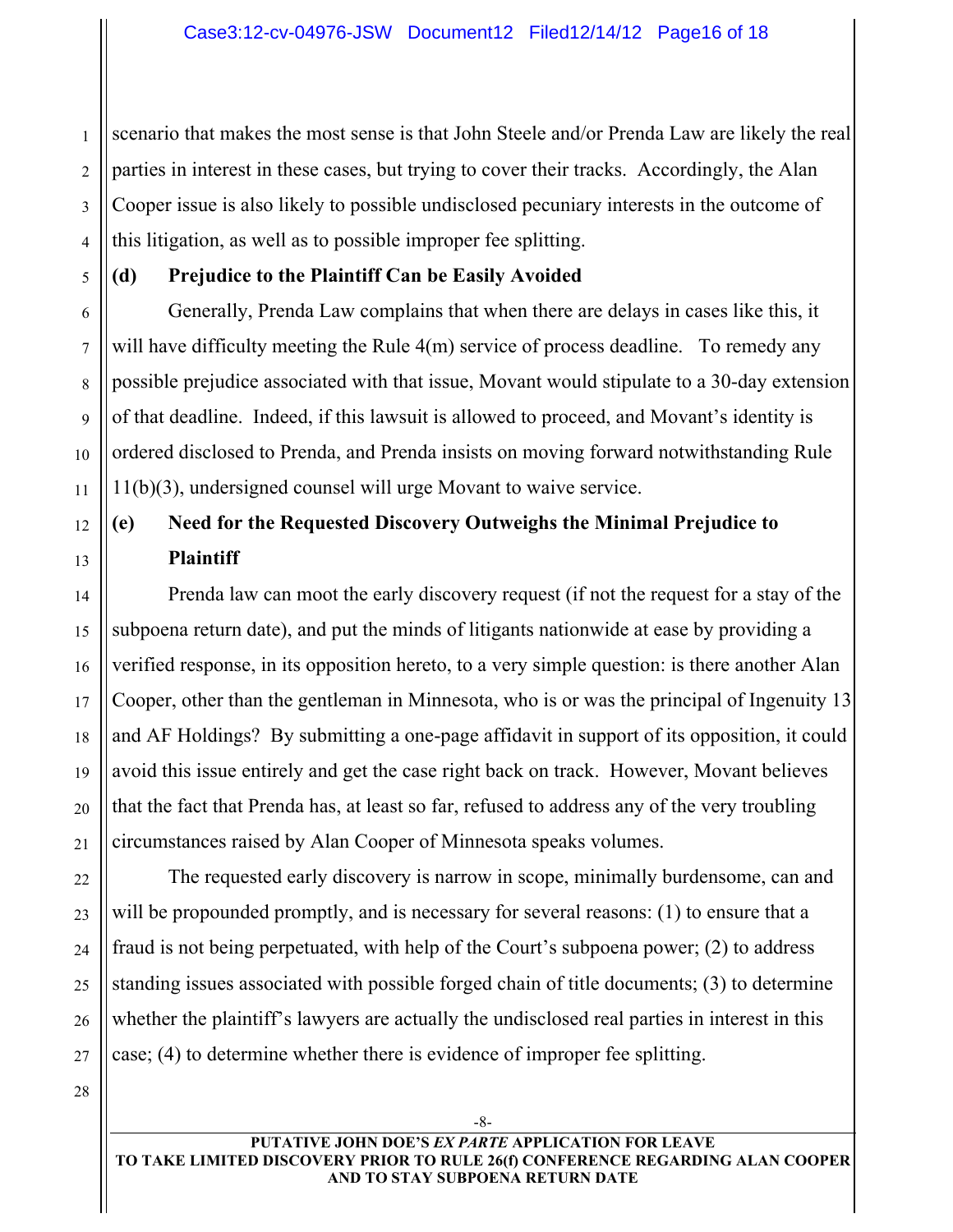scenario that makes the most sense is that John Steele and/or Prenda Law are likely the real parties in interest in these cases, but trying to cover their tracks. Accordingly, the Alan Cooper issue is also likely to possible undisclosed pecuniary interests in the outcome of this litigation, as well as to possible improper fee splitting.

**(d) Prejudice to the Plaintiff Can be Easily Avoided**

Generally, Prenda Law complains that when there are delays in cases like this, it will have difficulty meeting the Rule 4(m) service of process deadline. To remedy any possible prejudice associated with that issue, Movant would stipulate to a 30-day extension of that deadline. Indeed, if this lawsuit is allowed to proceed, and Movant's identity is ordered disclosed to Prenda, and Prenda insists on moving forward notwithstanding Rule 11(b)(3), undersigned counsel will urge Movant to waive service.

**(e) Need for the Requested Discovery Outweighs the Minimal Prejudice to Plaintiff**

Prenda law can moot the early discovery request (if not the request for a stay of the subpoena return date), and put the minds of litigants nationwide at ease by providing a verified response, in its opposition hereto, to a very simple question: is there another Alan Cooper, other than the gentleman in Minnesota, who is or was the principal of Ingenuity 13 and AF Holdings? By submitting a one-page affidavit in support of its opposition, it could avoid this issue entirely and get the case right back on track. However, Movant believes that the fact that Prenda has, at least so far, refused to address any of the very troubling circumstances raised by Alan Cooper of Minnesota speaks volumes.

The requested early discovery is narrow in scope, minimally burdensome, can and will be propounded promptly, and is necessary for several reasons: (1) to ensure that a fraud is not being perpetuated, with help of the Court's subpoena power; (2) to address standing issues associated with possible forged chain of title documents; (3) to determine whether the plaintiff's lawyers are actually the undisclosed real parties in interest in this case; (4) to determine whether there is evidence of improper fee splitting.

PUTATIVE JOHN DOE'S *EX PARTE* APPLICATION FOR LEAVE TO TAKE LIMITED DISCOVERY PRIOR TO RULE 26(f) CONFERENCE REGARDING ALAN COOPER AND TO STAY SUBPOENA RETURN DATE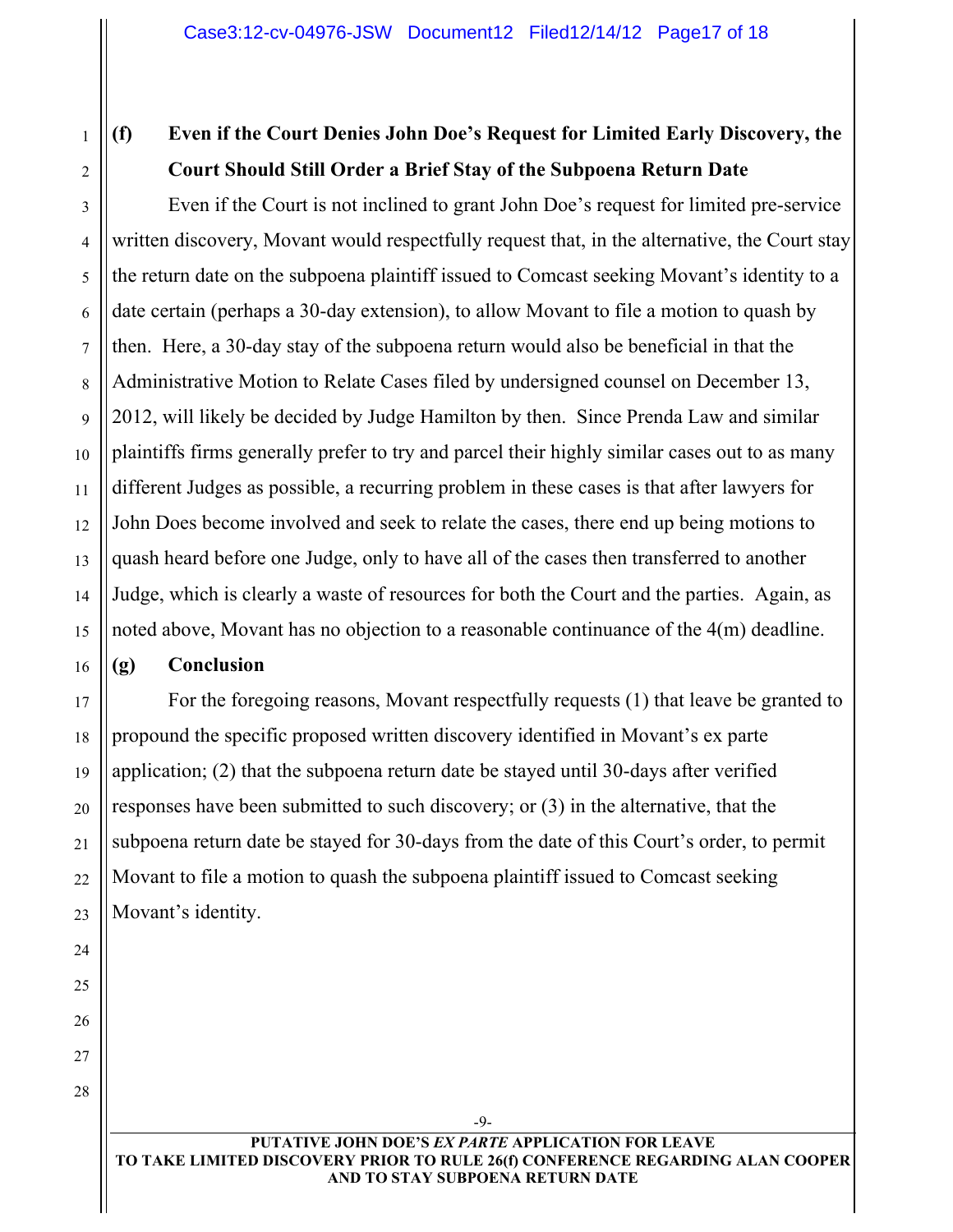### (f) Even if the Court Denies John Doe's Request for Limited Early Discovery, the Court Should Still Order a Brief Stay of the Subpoena Return Date

Even if the Court is not inclined to grant John Doe's request for limited pre-service written discovery, Movant would respectfully request that, in the alternative, the Court stay the return date on the subpoena plaintiff issued to Comcast seeking Movant's identity to a date certain (perhaps a 30-day extension), to allow Movant to file a motion to quash by then. Here, a 30-day stay of the subpoena return would also be beneficial in that the Administrative Motion to Relate Cases filed by undersigned counsel on December 13, 2012, will likely be decided by Judge Hamilton by then. Since Prenda Law and similar plaintiffs firms generally prefer to try and parcel their highly similar cases out to as many different Judges as possible, a recurring problem in these cases is that after lawyers for John Does become involved and seek to relate the cases, there end up being motions to quash heard before one Judge, only to have all of the cases then transferred to another Judge, which is clearly a waste of resources for both the Court and the parties. Again, as noted above, Movant has no objection to a reasonable continuance of the 4(m) deadline.

### (g) Conclusion

For the foregoing reasons, Movant respectfully requests (1) that leave be granted to propound the specific proposed written discovery identified in Movant's ex parte application; (2) that the subpoena return date be stayed until 30-days after verified responses have been submitted to such discovery; or (3) in the alternative, that the subpoena return date be stayed for 30-days from the date of this Court's order, to permit Movant to file a motion to quash the subpoena plaintiff issued to Comcast seeking Movant's identity.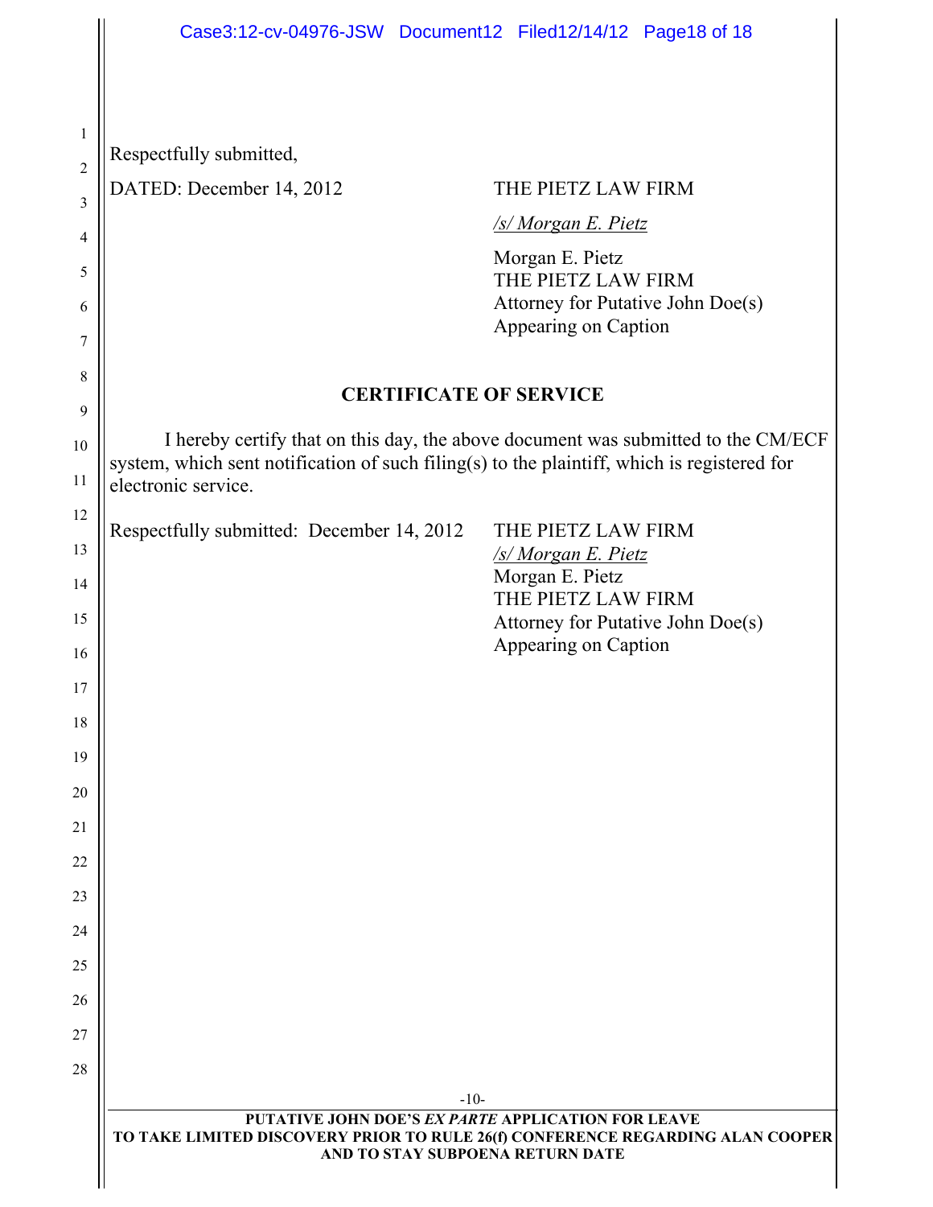Respectfully submitted,

DATED: December 14, 2012

THE PIETZ LAW FIRM

*/s/ Morgan E. Pietz*

Morgan E. Pietz
THE PIETZ LAW FIRM
Attorney for Putative John Doe(s)
Appearing on Caption

## CERTIFICATE OF SERVICE

I hereby certify that on this day, the above document was submitted to the CM/ECF system, which sent notification of such filing(s) to the plaintiff, which is registered for electronic service.

Respectfully submitted: December 14, 2012

THE PIETZ LAW FIRM
*/s/ Morgan E. Pietz*
Morgan E. Pietz
THE PIETZ LAW FIRM
Attorney for Putative John Doe(s)
Appearing on Caption